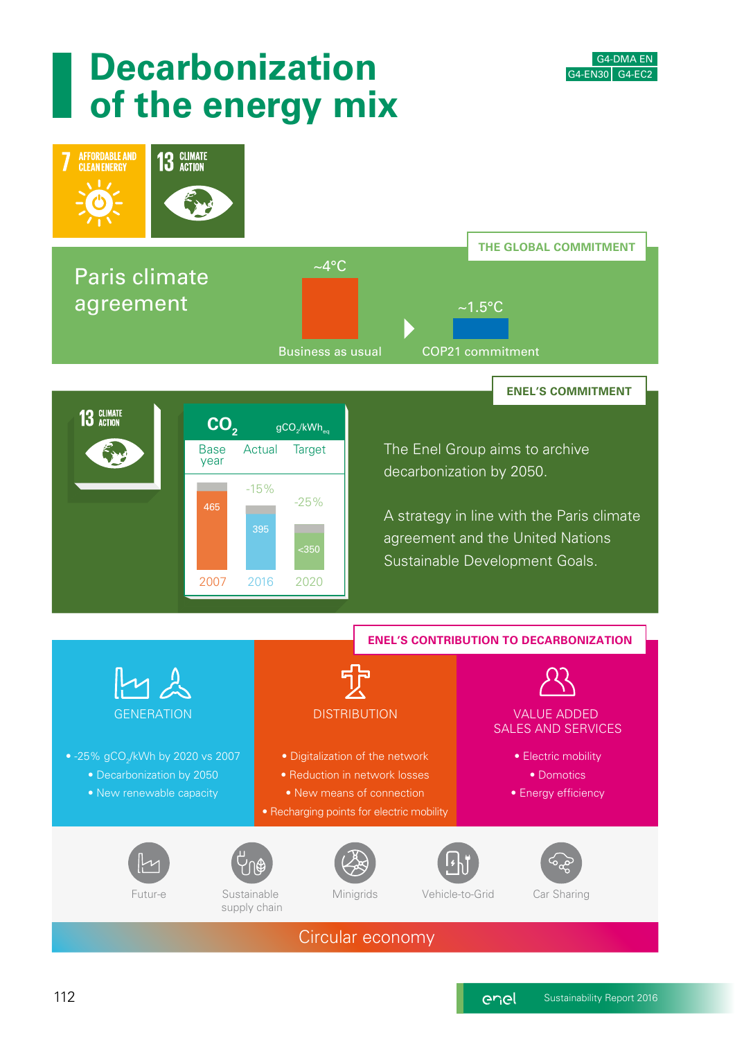# Decarbonization of the energy mix

G4-DMA EN
G4-EN30 | G4-EC2

7 AFFORDABLE AND CLEAN ENERGY

13 CLIMATE ACTION

## THE GLOBAL COMMITMENT

### Paris climate agreement

~4°C — Business as usual

~1.5°C — COP21 commitment

## ENEL'S COMMITMENT

13 CLIMATE ACTION

| $CO_2$ ($gCO_2/kWh_{eq}$) | Base year | Actual | Target |
|---|---|---|---|
| Year | 2007 | 2016 | 2020 |
| Value | 465 | 395 | <350 |
| Change | | -15% | -25% |

The Enel Group aims to archive decarbonization by 2050.

A strategy in line with the Paris climate agreement and the United Nations Sustainable Development Goals.

## ENEL'S CONTRIBUTION TO DECARBONIZATION

### GENERATION

- -25% $gCO_2/kWh$ by 2020 vs 2007
- Decarbonization by 2050
- New renewable capacity

### DISTRIBUTION

- Digitalization of the network
- Reduction in network losses
- New means of connection
- Recharging points for electric mobility

### VALUE ADDED SALES AND SERVICES

- Electric mobility
- Domotics
- Energy efficiency

Futur-e

Sustainable supply chain

Minigrids

Vehicle-to-Grid

Car Sharing

Circular economy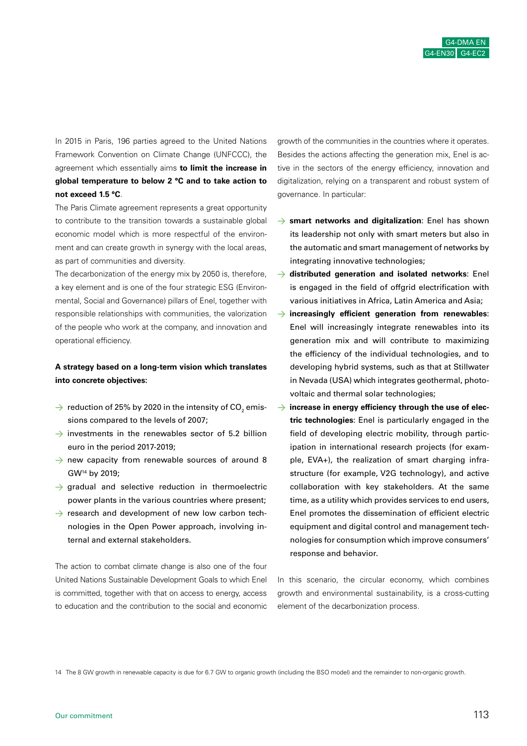In 2015 in Paris, 196 parties agreed to the United Nations Framework Convention on Climate Change (UNFCCC), the agreement which essentially aims **to limit the increase in global temperature to below 2 °C and to take action to not exceed 1.5 °C**.

The Paris Climate agreement represents a great opportunity to contribute to the transition towards a sustainable global economic model which is more respectful of the environment and can create growth in synergy with the local areas, as part of communities and diversity.

The decarbonization of the energy mix by 2050 is, therefore, a key element and is one of the four strategic ESG (Environmental, Social and Governance) pillars of Enel, together with responsible relationships with communities, the valorization of the people who work at the company, and innovation and operational efficiency.

**A strategy based on a long-term vision which translates into concrete objectives:**

- reduction of 25% by 2020 in the intensity of $CO_2$ emissions compared to the levels of 2007;
- investments in the renewables sector of 5.2 billion euro in the period 2017-2019;
- new capacity from renewable sources of around 8 GW[14] by 2019;
- gradual and selective reduction in thermoelectric power plants in the various countries where present;
- research and development of new low carbon technologies in the Open Power approach, involving internal and external stakeholders.

The action to combat climate change is also one of the four United Nations Sustainable Development Goals to which Enel is committed, together with that on access to energy, access to education and the contribution to the social and economic growth of the communities in the countries where it operates.

Besides the actions affecting the generation mix, Enel is active in the sectors of the energy efficiency, innovation and digitalization, relying on a transparent and robust system of governance. In particular:

- **smart networks and digitalization**: Enel has shown its leadership not only with smart meters but also in the automatic and smart management of networks by integrating innovative technologies;
- **distributed generation and isolated networks**: Enel is engaged in the field of offgrid electrification with various initiatives in Africa, Latin America and Asia;
- **increasingly efficient generation from renewables**: Enel will increasingly integrate renewables into its generation mix and will contribute to maximizing the efficiency of the individual technologies, and to developing hybrid systems, such as that at Stillwater in Nevada (USA) which integrates geothermal, photovoltaic and thermal solar technologies;
- **increase in energy efficiency through the use of electric technologies**: Enel is particularly engaged in the field of developing electric mobility, through participation in international research projects (for example, EVA+), the realization of smart charging infrastructure (for example, V2G technology), and active collaboration with key stakeholders. At the same time, as a utility which provides services to end users, Enel promotes the dissemination of efficient electric equipment and digital control and management technologies for consumption which improve consumers' response and behavior.

In this scenario, the circular economy, which combines growth and environmental sustainability, is a cross-cutting element of the decarbonization process.

14 The 8 GW growth in renewable capacity is due for 6.7 GW to organic growth (including the BSO model) and the remainder to non-organic growth.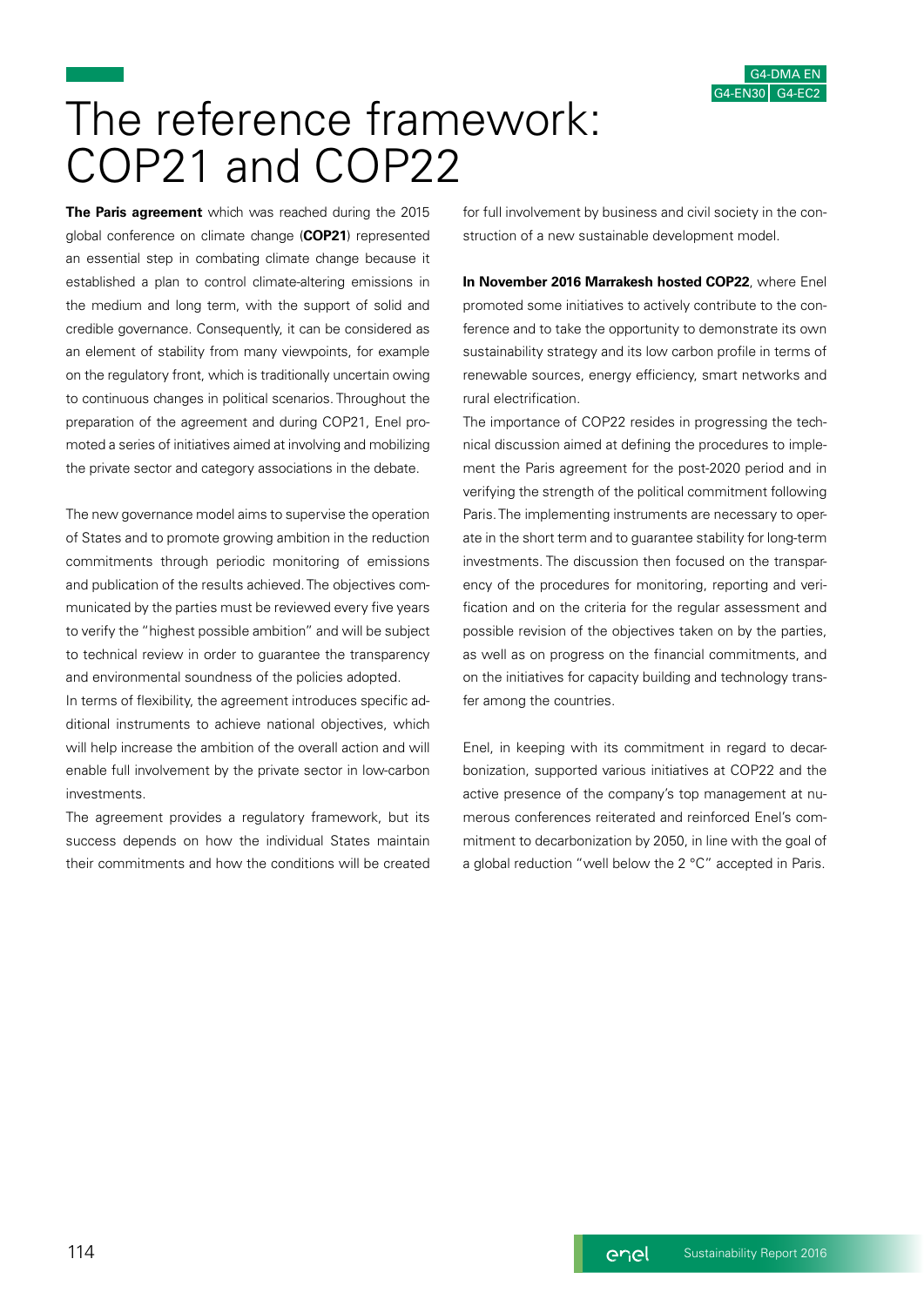G4-DMA EN
G4-EN30 G4-EC2

# The reference framework: COP21 and COP22

**The Paris agreement** which was reached during the 2015 global conference on climate change (**COP21**) represented an essential step in combating climate change because it established a plan to control climate-altering emissions in the medium and long term, with the support of solid and credible governance. Consequently, it can be considered as an element of stability from many viewpoints, for example on the regulatory front, which is traditionally uncertain owing to continuous changes in political scenarios. Throughout the preparation of the agreement and during COP21, Enel promoted a series of initiatives aimed at involving and mobilizing the private sector and category associations in the debate.

The new governance model aims to supervise the operation of States and to promote growing ambition in the reduction commitments through periodic monitoring of emissions and publication of the results achieved. The objectives communicated by the parties must be reviewed every five years to verify the "highest possible ambition" and will be subject to technical review in order to guarantee the transparency and environmental soundness of the policies adopted.

In terms of flexibility, the agreement introduces specific additional instruments to achieve national objectives, which will help increase the ambition of the overall action and will enable full involvement by the private sector in low-carbon investments.

The agreement provides a regulatory framework, but its success depends on how the individual States maintain their commitments and how the conditions will be created for full involvement by business and civil society in the construction of a new sustainable development model.

**In November 2016 Marrakesh hosted COP22**, where Enel promoted some initiatives to actively contribute to the conference and to take the opportunity to demonstrate its own sustainability strategy and its low carbon profile in terms of renewable sources, energy efficiency, smart networks and rural electrification.

The importance of COP22 resides in progressing the technical discussion aimed at defining the procedures to implement the Paris agreement for the post-2020 period and in verifying the strength of the political commitment following Paris. The implementing instruments are necessary to operate in the short term and to guarantee stability for long-term investments. The discussion then focused on the transparency of the procedures for monitoring, reporting and verification and on the criteria for the regular assessment and possible revision of the objectives taken on by the parties, as well as on progress on the financial commitments, and on the initiatives for capacity building and technology transfer among the countries.

Enel, in keeping with its commitment in regard to decarbonization, supported various initiatives at COP22 and the active presence of the company's top management at numerous conferences reiterated and reinforced Enel's commitment to decarbonization by 2050, in line with the goal of a global reduction "well below the 2 °C" accepted in Paris.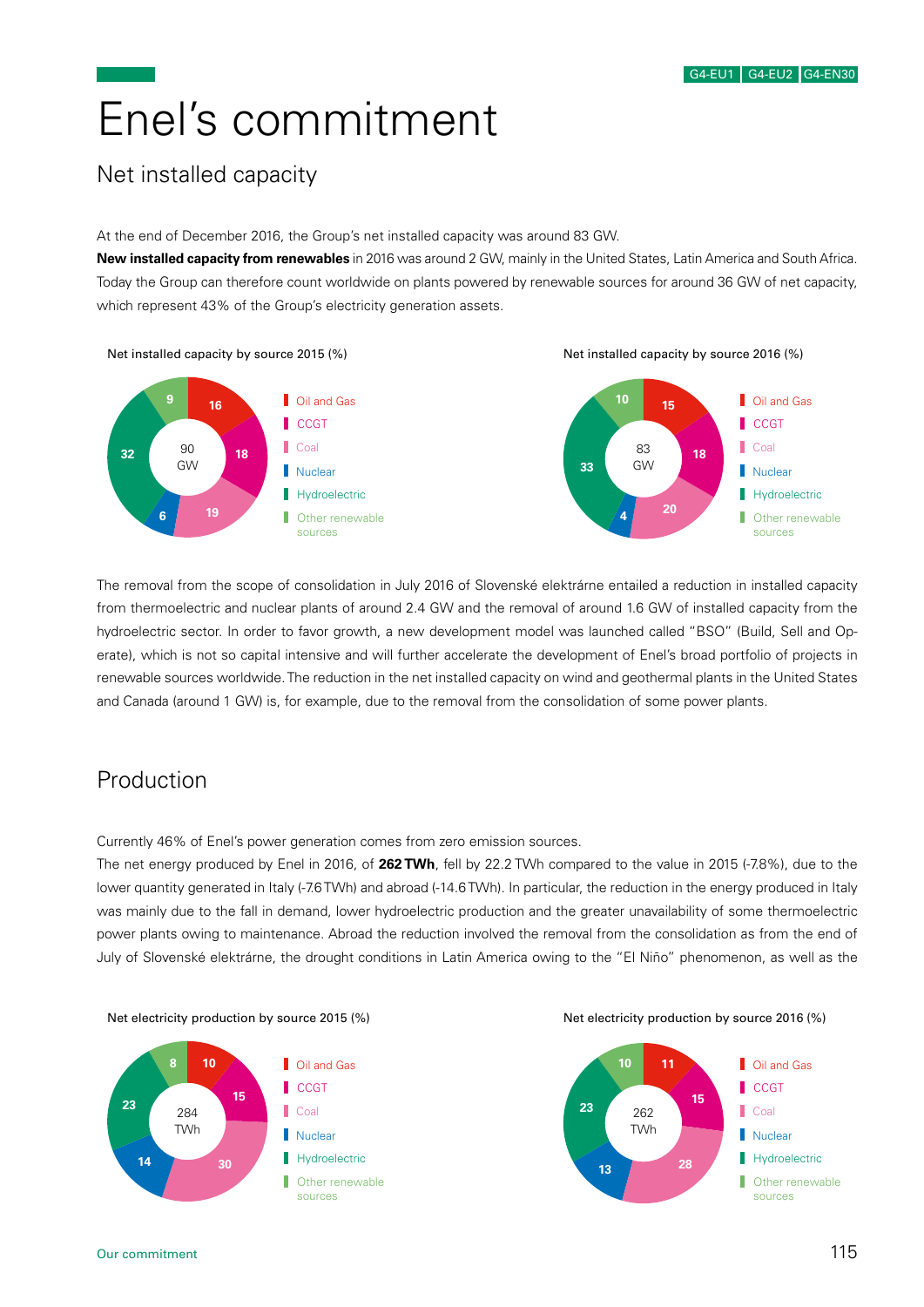G4-EU1 | G4-EU2 | G4-EN30

# Enel's commitment

## Net installed capacity

At the end of December 2016, the Group's net installed capacity was around 83 GW.

**New installed capacity from renewables** in 2016 was around 2 GW, mainly in the United States, Latin America and South Africa. Today the Group can therefore count worldwide on plants powered by renewable sources for around 36 GW of net capacity, which represent 43% of the Group's electricity generation assets.

Net installed capacity by source 2015 (%)

| Source | % |
|---|---|
| Oil and Gas | 16 |
| CCGT | 18 |
| Coal | 19 |
| Nuclear | 6 |
| Hydroelectric | 32 |
| Other renewable sources | 9 |
| Total | 90 GW |

Net installed capacity by source 2016 (%)

| Source | % |
|---|---|
| Oil and Gas | 15 |
| CCGT | 18 |
| Coal | 20 |
| Nuclear | 4 |
| Hydroelectric | 33 |
| Other renewable sources | 10 |
| Total | 83 GW |

The removal from the scope of consolidation in July 2016 of Slovenské elektrárne entailed a reduction in installed capacity from thermoelectric and nuclear plants of around 2.4 GW and the removal of around 1.6 GW of installed capacity from the hydroelectric sector. In order to favor growth, a new development model was launched called "BSO" (Build, Sell and Operate), which is not so capital intensive and will further accelerate the development of Enel's broad portfolio of projects in renewable sources worldwide. The reduction in the net installed capacity on wind and geothermal plants in the United States and Canada (around 1 GW) is, for example, due to the removal from the consolidation of some power plants.

## Production

Currently 46% of Enel's power generation comes from zero emission sources.

The net energy produced by Enel in 2016, of **262 TWh**, fell by 22.2 TWh compared to the value in 2015 (-7.8%), due to the lower quantity generated in Italy (-7.6 TWh) and abroad (-14.6 TWh). In particular, the reduction in the energy produced in Italy was mainly due to the fall in demand, lower hydroelectric production and the greater unavailability of some thermoelectric power plants owing to maintenance. Abroad the reduction involved the removal from the consolidation as from the end of July of Slovenské elektrárne, the drought conditions in Latin America owing to the "El Niño" phenomenon, as well as the

Net electricity production by source 2015 (%)

| Source | % |
|---|---|
| Oil and Gas | 10 |
| CCGT | 15 |
| Coal | 30 |
| Nuclear | 14 |
| Hydroelectric | 23 |
| Other renewable sources | 8 |
| Total | 284 TWh |

Net electricity production by source 2016 (%)

| Source | % |
|---|---|
| Oil and Gas | 11 |
| CCGT | 15 |
| Coal | 28 |
| Nuclear | 13 |
| Hydroelectric | 23 |
| Other renewable sources | 10 |
| Total | 262 TWh |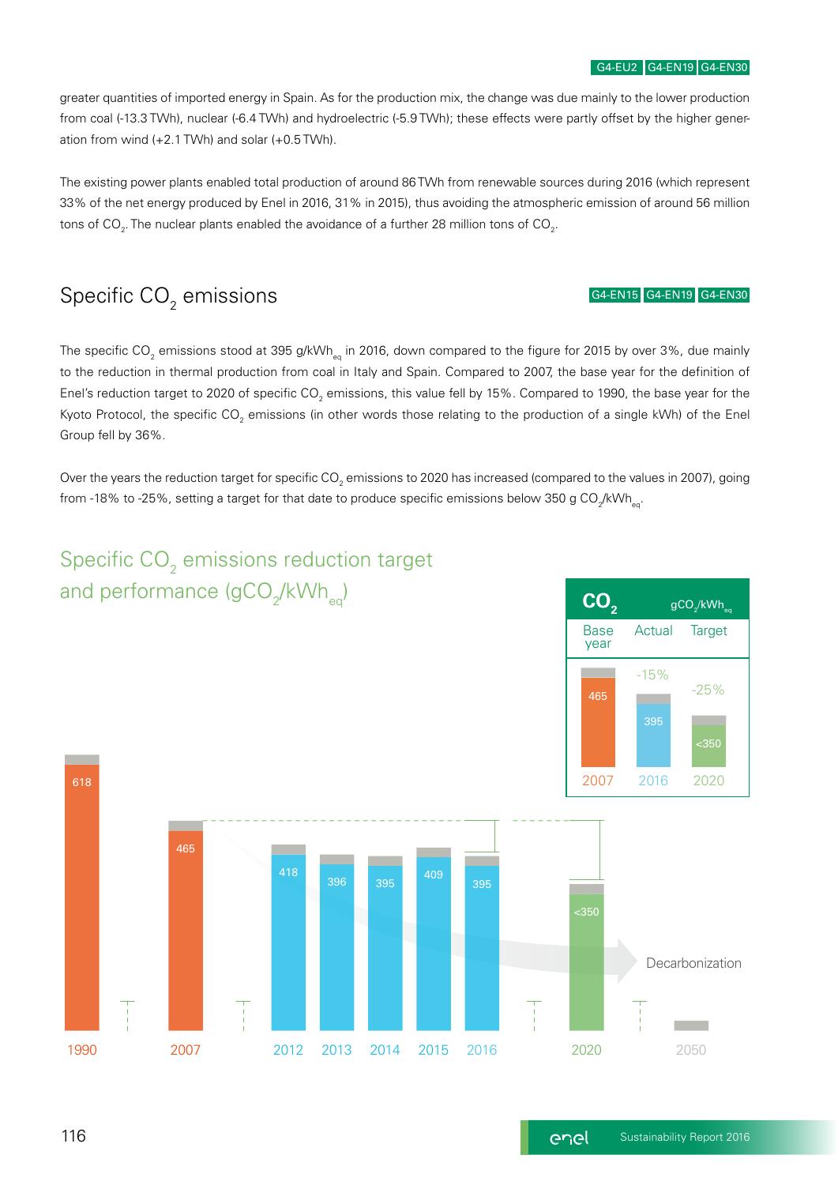greater quantities of imported energy in Spain. As for the production mix, the change was due mainly to the lower production from coal (-13.3 TWh), nuclear (-6.4 TWh) and hydroelectric (-5.9 TWh); these effects were partly offset by the higher generation from wind (+2.1 TWh) and solar (+0.5 TWh).

The existing power plants enabled total production of around 86 TWh from renewable sources during 2016 (which represent 33% of the net energy produced by Enel in 2016, 31% in 2015), thus avoiding the atmospheric emission of around 56 million tons of $CO_2$. The nuclear plants enabled the avoidance of a further 28 million tons of $CO_2$.

## Specific $CO_2$ emissions

G4-EN15 G4-EN19 G4-EN30

The specific $CO_2$ emissions stood at 395 g/$kWh_{eq}$ in 2016, down compared to the figure for 2015 by over 3%, due mainly to the reduction in thermal production from coal in Italy and Spain. Compared to 2007, the base year for the definition of Enel's reduction target to 2020 of specific $CO_2$ emissions, this value fell by 15%. Compared to 1990, the base year for the Kyoto Protocol, the specific $CO_2$ emissions (in other words those relating to the production of a single kWh) of the Enel Group fell by 36%.

Over the years the reduction target for specific $CO_2$ emissions to 2020 has increased (compared to the values in 2007), going from -18% to -25%, setting a target for that date to produce specific emissions below 350 g $CO_2$/$kWh_{eq}$.

### Specific $CO_2$ emissions reduction target and performance (g$CO_2$/$kWh_{eq}$)

| 1990 | 2007 | 2012 | 2013 | 2014 | 2015 | 2016 | 2020 | 2050 |
|---|---|---|---|---|---|---|---|---|
| 618 | 465 | 418 | 396 | 395 | 409 | 395 | <350 | |

Decarbonization

| $CO_2$ (g$CO_2$/$kWh_{eq}$) | Base year | Actual | Target |
|---|---|---|---|
| Year | 2007 | 2016 | 2020 |
| Value | 465 | 395 | <350 |
| Change | | -15% | -25% |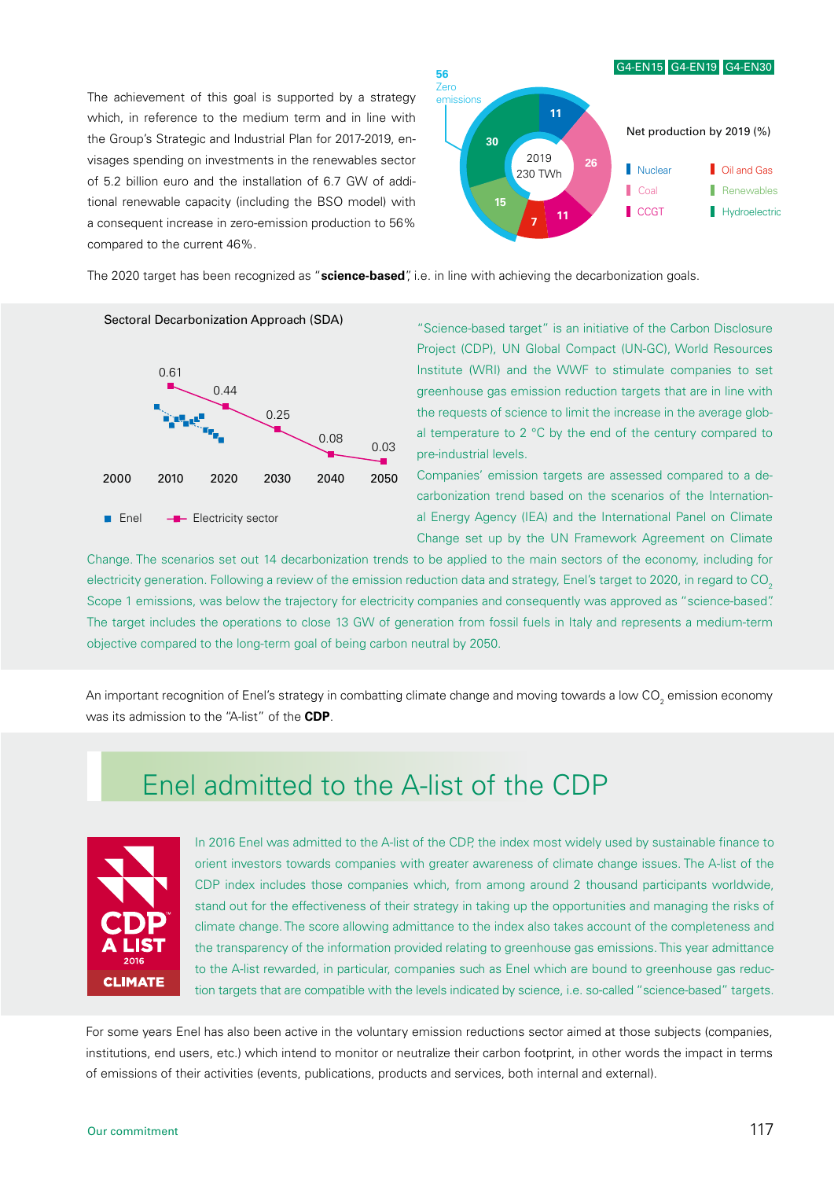G4-EN15 G4-EN19 G4-EN30

The achievement of this goal is supported by a strategy which, in reference to the medium term and in line with the Group's Strategic and Industrial Plan for 2017-2019, envisages spending on investments in the renewables sector of 5.2 billion euro and the installation of 6.7 GW of additional renewable capacity (including the BSO model) with a consequent increase in zero-emission production to 56% compared to the current 46%.

Net production by 2019 (%)

2019 230 TWh

| Source | % |
|---|---|
| Nuclear | 11 |
| Coal | 26 |
| CCGT | 11 |
| Oil and Gas | 7 |
| Renewables | 15 |
| Hydroelectric | 30 |

56 Zero emissions

The 2020 target has been recognized as "**science-based**", i.e. in line with achieving the decarbonization goals.

Sectoral Decarbonization Approach (SDA)

| Year | Electricity sector |
|---|---|
| 2010 | 0.61 |
| 2020 | 0.44 |
| 2030 | 0.25 |
| 2040 | 0.08 |
| 2050 | 0.03 |

■ Enel —■— Electricity sector

"Science-based target" is an initiative of the Carbon Disclosure Project (CDP), UN Global Compact (UN-GC), World Resources Institute (WRI) and the WWF to stimulate companies to set greenhouse gas emission reduction targets that are in line with the requests of science to limit the increase in the average global temperature to 2 °C by the end of the century compared to pre-industrial levels.

Companies' emission targets are assessed compared to a decarbonization trend based on the scenarios of the International Energy Agency (IEA) and the International Panel on Climate Change set up by the UN Framework Agreement on Climate Change. The scenarios set out 14 decarbonization trends to be applied to the main sectors of the economy, including for electricity generation. Following a review of the emission reduction data and strategy, Enel's target to 2020, in regard to $CO_2$ Scope 1 emissions, was below the trajectory for electricity companies and consequently was approved as "science-based". The target includes the operations to close 13 GW of generation from fossil fuels in Italy and represents a medium-term objective compared to the long-term goal of being carbon neutral by 2050.

An important recognition of Enel's strategy in combatting climate change and moving towards a low $CO_2$ emission economy was its admission to the "A-list" of the **CDP**.

## Enel admitted to the A-list of the CDP

CDP A LIST 2016 CLIMATE

In 2016 Enel was admitted to the A-list of the CDP, the index most widely used by sustainable finance to orient investors towards companies with greater awareness of climate change issues. The A-list of the CDP index includes those companies which, from among around 2 thousand participants worldwide, stand out for the effectiveness of their strategy in taking up the opportunities and managing the risks of climate change. The score allowing admittance to the index also takes account of the completeness and the transparency of the information provided relating to greenhouse gas emissions. This year admittance to the A-list rewarded, in particular, companies such as Enel which are bound to greenhouse gas reduction targets that are compatible with the levels indicated by science, i.e. so-called "science-based" targets.

For some years Enel has also been active in the voluntary emission reductions sector aimed at those subjects (companies, institutions, end users, etc.) which intend to monitor or neutralize their carbon footprint, in other words the impact in terms of emissions of their activities (events, publications, products and services, both internal and external).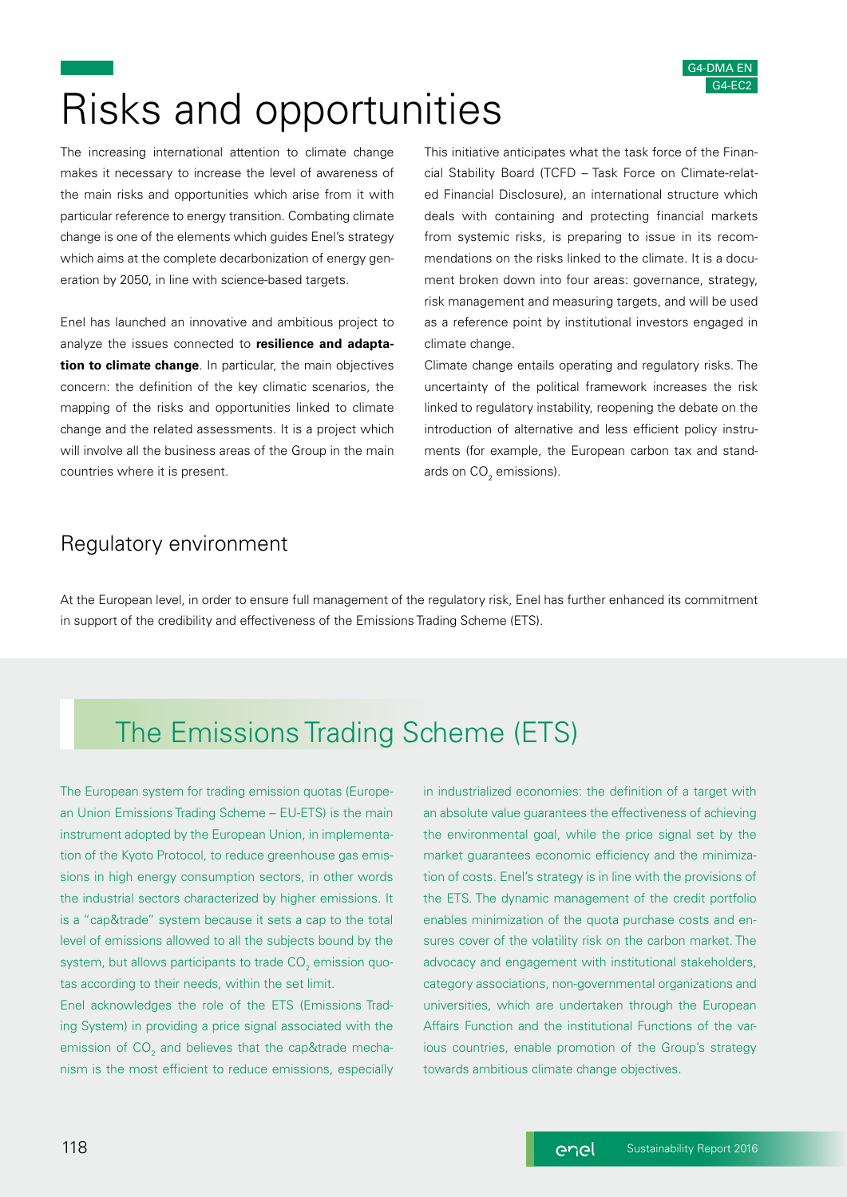G4-DMA EN
G4-EC2

# Risks and opportunities

The increasing international attention to climate change makes it necessary to increase the level of awareness of the main risks and opportunities which arise from it with particular reference to energy transition. Combating climate change is one of the elements which guides Enel's strategy which aims at the complete decarbonization of energy generation by 2050, in line with science-based targets.

Enel has launched an innovative and ambitious project to analyze the issues connected to **resilience and adaptation to climate change**. In particular, the main objectives concern: the definition of the key climatic scenarios, the mapping of the risks and opportunities linked to climate change and the related assessments. It is a project which will involve all the business areas of the Group in the main countries where it is present.

This initiative anticipates what the task force of the Financial Stability Board (TCFD – Task Force on Climate-related Financial Disclosure), an international structure which deals with containing and protecting financial markets from systemic risks, is preparing to issue in its recommendations on the risks linked to the climate. It is a document broken down into four areas: governance, strategy, risk management and measuring targets, and will be used as a reference point by institutional investors engaged in climate change.

Climate change entails operating and regulatory risks. The uncertainty of the political framework increases the risk linked to regulatory instability, reopening the debate on the introduction of alternative and less efficient policy instruments (for example, the European carbon tax and standards on $CO_2$ emissions).

## Regulatory environment

At the European level, in order to ensure full management of the regulatory risk, Enel has further enhanced its commitment in support of the credibility and effectiveness of the Emissions Trading Scheme (ETS).

## The Emissions Trading Scheme (ETS)

The European system for trading emission quotas (European Union Emissions Trading Scheme – EU-ETS) is the main instrument adopted by the European Union, in implementation of the Kyoto Protocol, to reduce greenhouse gas emissions in high energy consumption sectors, in other words the industrial sectors characterized by higher emissions. It is a "cap&trade" system because it sets a cap to the total level of emissions allowed to all the subjects bound by the system, but allows participants to trade $CO_2$ emission quotas according to their needs, within the set limit.

Enel acknowledges the role of the ETS (Emissions Trading System) in providing a price signal associated with the emission of $CO_2$ and believes that the cap&trade mechanism is the most efficient to reduce emissions, especially in industrialized economies: the definition of a target with an absolute value guarantees the effectiveness of achieving the environmental goal, while the price signal set by the market guarantees economic efficiency and the minimization of costs. Enel's strategy is in line with the provisions of the ETS. The dynamic management of the credit portfolio enables minimization of the quota purchase costs and ensures cover of the volatility risk on the carbon market. The advocacy and engagement with institutional stakeholders, category associations, non-governmental organizations and universities, which are undertaken through the European Affairs Function and the institutional Functions of the various countries, enable promotion of the Group's strategy towards ambitious climate change objectives.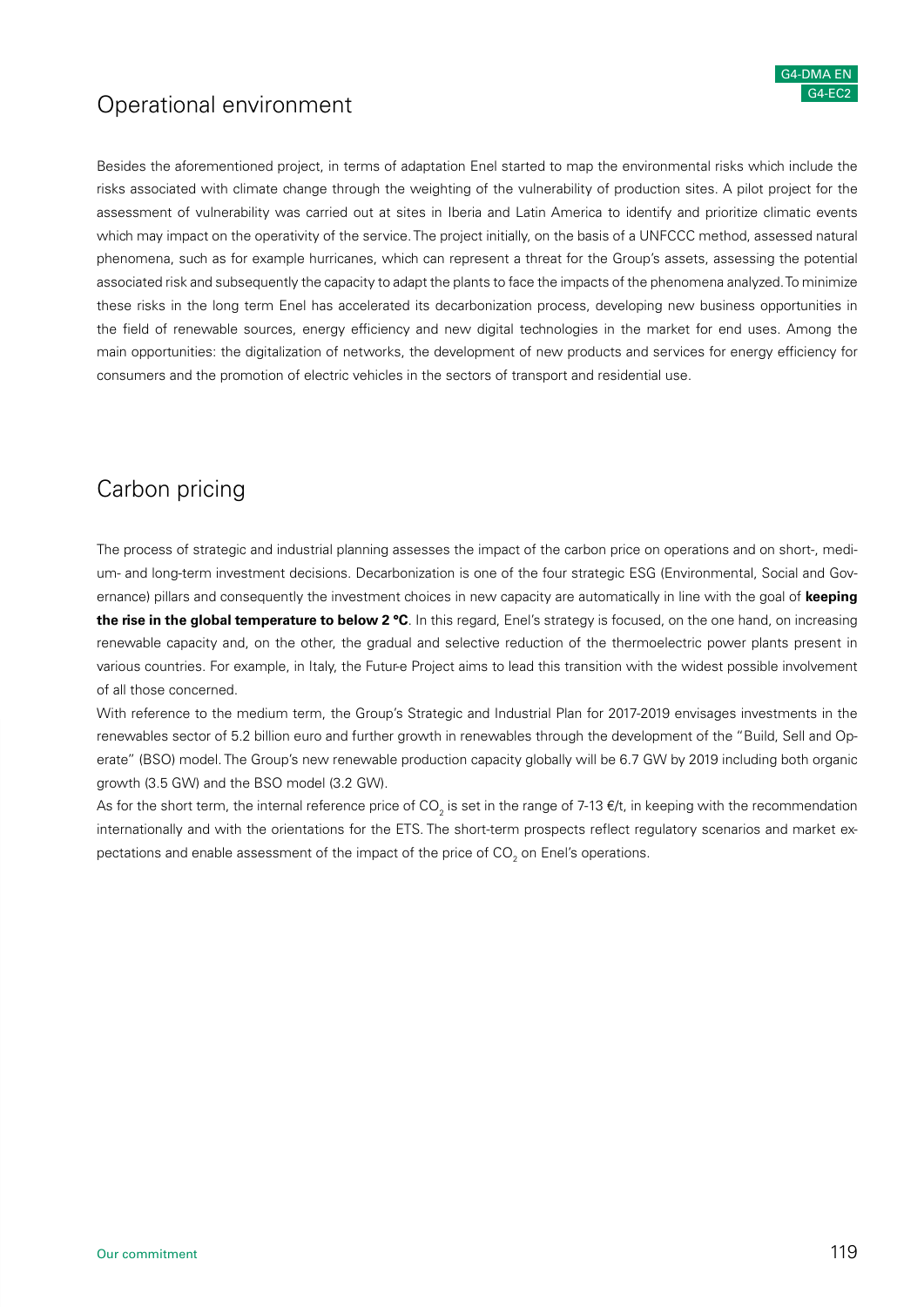G4-DMA EN
G4-EC2

## Operational environment

Besides the aforementioned project, in terms of adaptation Enel started to map the environmental risks which include the risks associated with climate change through the weighting of the vulnerability of production sites. A pilot project for the assessment of vulnerability was carried out at sites in Iberia and Latin America to identify and prioritize climatic events which may impact on the operativity of the service. The project initially, on the basis of a UNFCCC method, assessed natural phenomena, such as for example hurricanes, which can represent a threat for the Group's assets, assessing the potential associated risk and subsequently the capacity to adapt the plants to face the impacts of the phenomena analyzed. To minimize these risks in the long term Enel has accelerated its decarbonization process, developing new business opportunities in the field of renewable sources, energy efficiency and new digital technologies in the market for end uses. Among the main opportunities: the digitalization of networks, the development of new products and services for energy efficiency for consumers and the promotion of electric vehicles in the sectors of transport and residential use.

## Carbon pricing

The process of strategic and industrial planning assesses the impact of the carbon price on operations and on short-, medium- and long-term investment decisions. Decarbonization is one of the four strategic ESG (Environmental, Social and Governance) pillars and consequently the investment choices in new capacity are automatically in line with the goal of **keeping the rise in the global temperature to below 2 °C**. In this regard, Enel's strategy is focused, on the one hand, on increasing renewable capacity and, on the other, the gradual and selective reduction of the thermoelectric power plants present in various countries. For example, in Italy, the Futur-e Project aims to lead this transition with the widest possible involvement of all those concerned.

With reference to the medium term, the Group's Strategic and Industrial Plan for 2017-2019 envisages investments in the renewables sector of 5.2 billion euro and further growth in renewables through the development of the "Build, Sell and Operate" (BSO) model. The Group's new renewable production capacity globally will be 6.7 GW by 2019 including both organic growth (3.5 GW) and the BSO model (3.2 GW).

As for the short term, the internal reference price of $CO_2$ is set in the range of 7-13 €/t, in keeping with the recommendation internationally and with the orientations for the ETS. The short-term prospects reflect regulatory scenarios and market expectations and enable assessment of the impact of the price of $CO_2$ on Enel's operations.